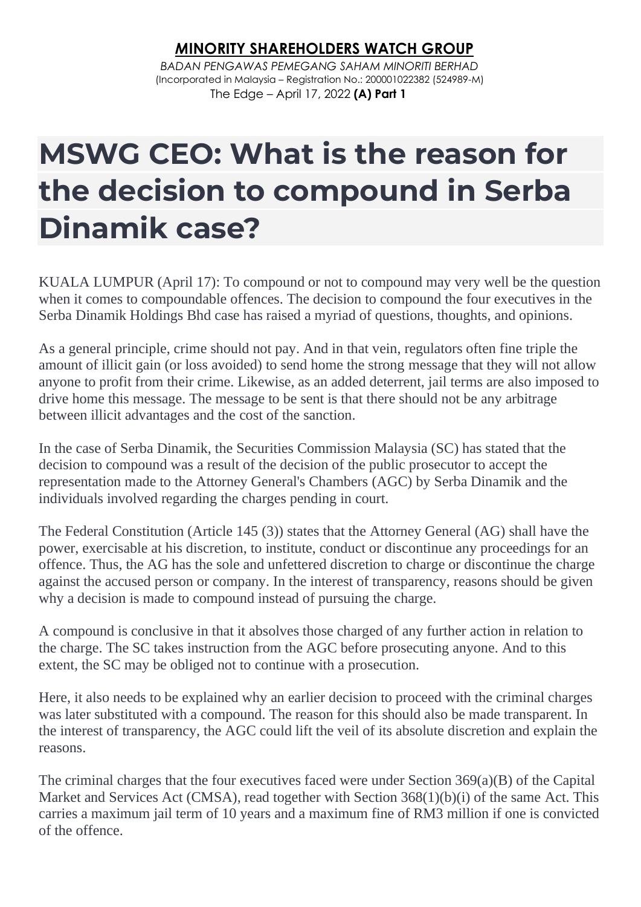**MINORITY SHAREHOLDERS WATCH GROUP**

*BADAN PENGAWAS PEMEGANG SAHAM MINORITI BERHAD*

(Incorporated in Malaysia – Registration No.: 200001022382 (524989-M)

The Edge – April 17, 2022 **(A) Part 1**

# MSWG CEO: What is the reason for the decision to compound in Serba Dinamik case?

KUALA LUMPUR (April 17): To compound or not to compound may very well be the question when it comes to compoundable offences. The decision to compound the four executives in the Serba Dinamik Holdings Bhd case has raised a myriad of questions, thoughts, and opinions.

As a general principle, crime should not pay. And in that vein, regulators often fine triple the amount of illicit gain (or loss avoided) to send home the strong message that they will not allow anyone to profit from their crime. Likewise, as an added deterrent, jail terms are also imposed to drive home this message. The message to be sent is that there should not be any arbitrage between illicit advantages and the cost of the sanction.

In the case of Serba Dinamik, the Securities Commission Malaysia (SC) has stated that the decision to compound was a result of the decision of the public prosecutor to accept the representation made to the Attorney General's Chambers (AGC) by Serba Dinamik and the individuals involved regarding the charges pending in court.

The Federal Constitution (Article 145 (3)) states that the Attorney General (AG) shall have the power, exercisable at his discretion, to institute, conduct or discontinue any proceedings for an offence. Thus, the AG has the sole and unfettered discretion to charge or discontinue the charge against the accused person or company. In the interest of transparency, reasons should be given why a decision is made to compound instead of pursuing the charge.

A compound is conclusive in that it absolves those charged of any further action in relation to the charge. The SC takes instruction from the AGC before prosecuting anyone. And to this extent, the SC may be obliged not to continue with a prosecution.

Here, it also needs to be explained why an earlier decision to proceed with the criminal charges was later substituted with a compound. The reason for this should also be made transparent. In the interest of transparency, the AGC could lift the veil of its absolute discretion and explain the reasons.

The criminal charges that the four executives faced were under Section 369(a)(B) of the Capital Market and Services Act (CMSA), read together with Section 368(1)(b)(i) of the same Act. This carries a maximum jail term of 10 years and a maximum fine of RM3 million if one is convicted of the offence.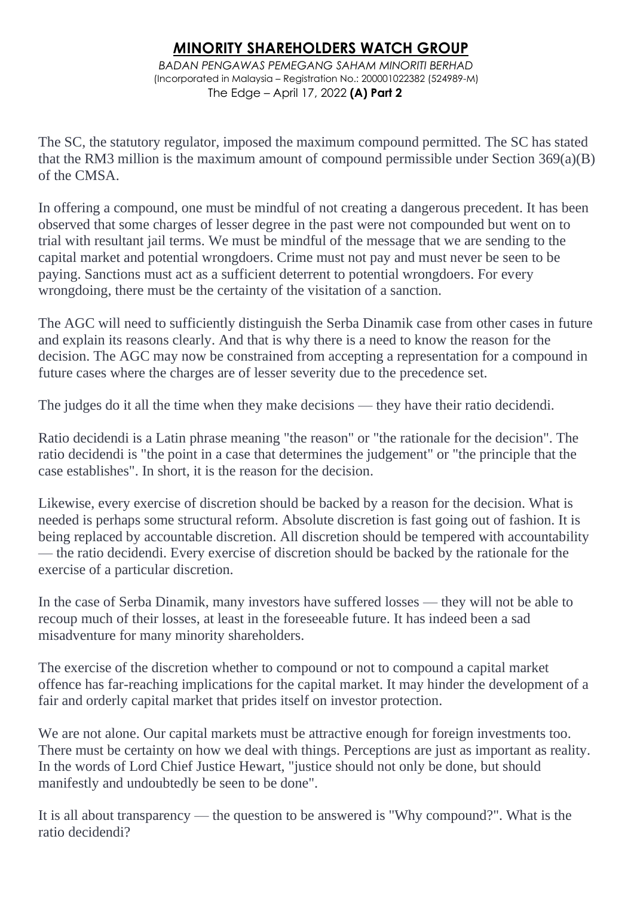The SC, the statutory regulator, imposed the maximum compound permitted. The SC has stated that the RM3 million is the maximum amount of compound permissible under Section 369(a)(B) of the CMSA.

In offering a compound, one must be mindful of not creating a dangerous precedent. It has been observed that some charges of lesser degree in the past were not compounded but went on to trial with resultant jail terms. We must be mindful of the message that we are sending to the capital market and potential wrongdoers. Crime must not pay and must never be seen to be paying. Sanctions must act as a sufficient deterrent to potential wrongdoers. For every wrongdoing, there must be the certainty of the visitation of a sanction.

The AGC will need to sufficiently distinguish the Serba Dinamik case from other cases in future and explain its reasons clearly. And that is why there is a need to know the reason for the decision. The AGC may now be constrained from accepting a representation for a compound in future cases where the charges are of lesser severity due to the precedence set.

The judges do it all the time when they make decisions — they have their ratio decidendi.

Ratio decidendi is a Latin phrase meaning "the reason" or "the rationale for the decision". The ratio decidendi is "the point in a case that determines the judgement" or "the principle that the case establishes". In short, it is the reason for the decision.

Likewise, every exercise of discretion should be backed by a reason for the decision. What is needed is perhaps some structural reform. Absolute discretion is fast going out of fashion. It is being replaced by accountable discretion. All discretion should be tempered with accountability — the ratio decidendi. Every exercise of discretion should be backed by the rationale for the exercise of a particular discretion.

In the case of Serba Dinamik, many investors have suffered losses — they will not be able to recoup much of their losses, at least in the foreseeable future. It has indeed been a sad misadventure for many minority shareholders.

The exercise of the discretion whether to compound or not to compound a capital market offence has far-reaching implications for the capital market. It may hinder the development of a fair and orderly capital market that prides itself on investor protection.

We are not alone. Our capital markets must be attractive enough for foreign investments too. There must be certainty on how we deal with things. Perceptions are just as important as reality. In the words of Lord Chief Justice Hewart, "justice should not only be done, but should manifestly and undoubtedly be seen to be done".

It is all about transparency — the question to be answered is "Why compound?". What is the ratio decidendi?